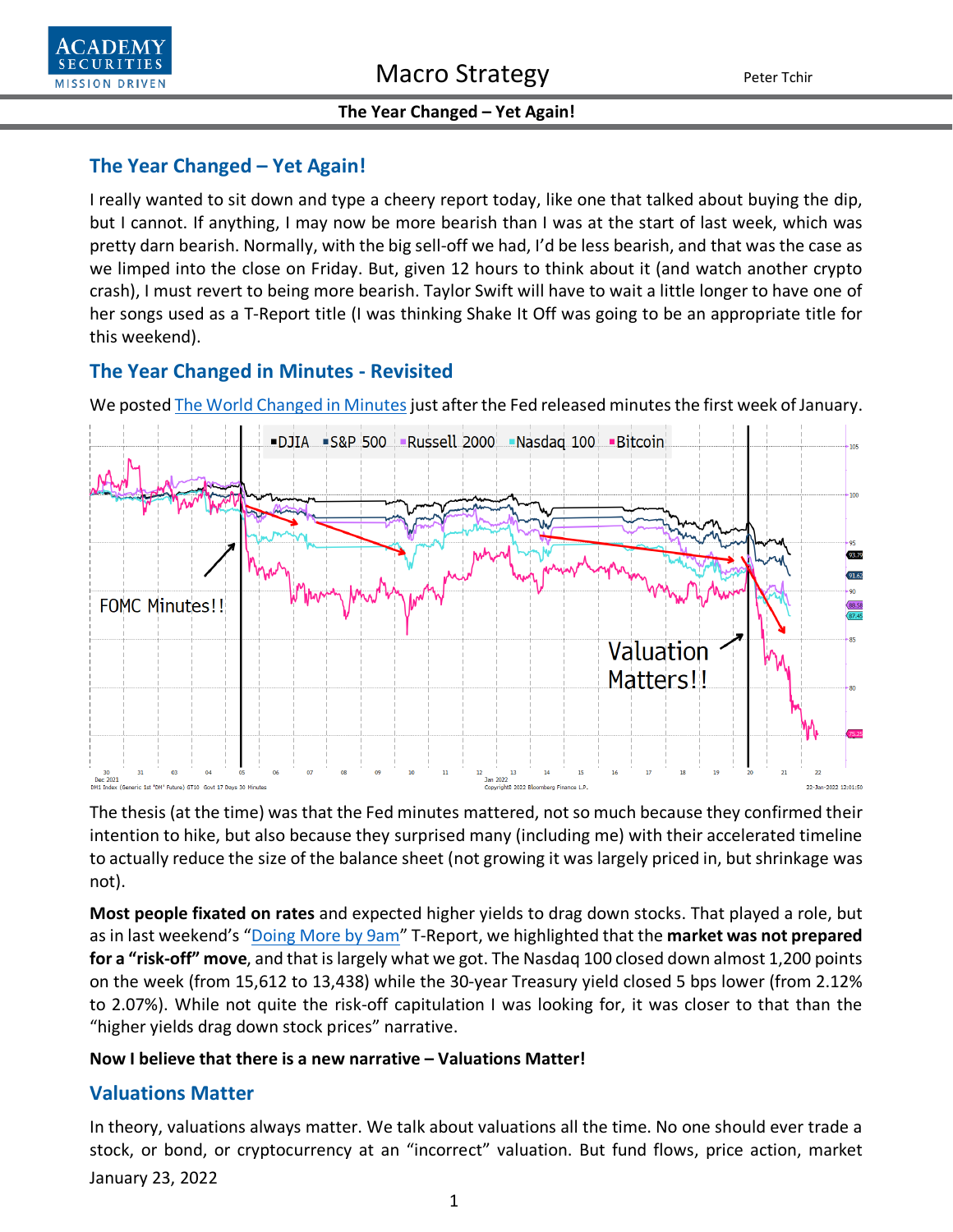# The Year Changed – Yet Again!

I really wanted to sit down and type a cheery report today, like one that talked about buying the dip, but I cannot. If anything, I may now be more bearish than I was at the start of last week, which was pretty darn bearish. Normally, with the big sell-off we had, I'd be less bearish, and that was the case as we limped into the close on Friday. But, given 12 hours to think about it (and watch another crypto crash), I must revert to being more bearish. Taylor Swift will have to wait a little longer to have one of her songs used as a T-Report title (I was thinking Shake It Off was going to be an appropriate title for this weekend).

## The Year Changed in Minutes - Revisited

We posted [The World Changed in Minutes]() just after the Fed released minutes the first week of January.

The thesis (at the time) was that the Fed minutes mattered, not so much because they confirmed their intention to hike, but also because they surprised many (including me) with their accelerated timeline to actually reduce the size of the balance sheet (not growing it was largely priced in, but shrinkage was not).

**Most people fixated on rates** and expected higher yields to drag down stocks. That played a role, but as in last weekend's "[Doing More by 9am]()" T-Report, we highlighted that the **market was not prepared for a "risk-off" move**, and that is largely what we got. The Nasdaq 100 closed down almost 1,200 points on the week (from 15,612 to 13,438) while the 30-year Treasury yield closed 5 bps lower (from 2.12% to 2.07%). While not quite the risk-off capitulation I was looking for, it was closer to that than the "higher yields drag down stock prices" narrative.

**Now I believe that there is a new narrative – Valuations Matter!**

## Valuations Matter

In theory, valuations always matter. We talk about valuations all the time. No one should ever trade a stock, or bond, or cryptocurrency at an "incorrect" valuation. But fund flows, price action, market

January 23, 2022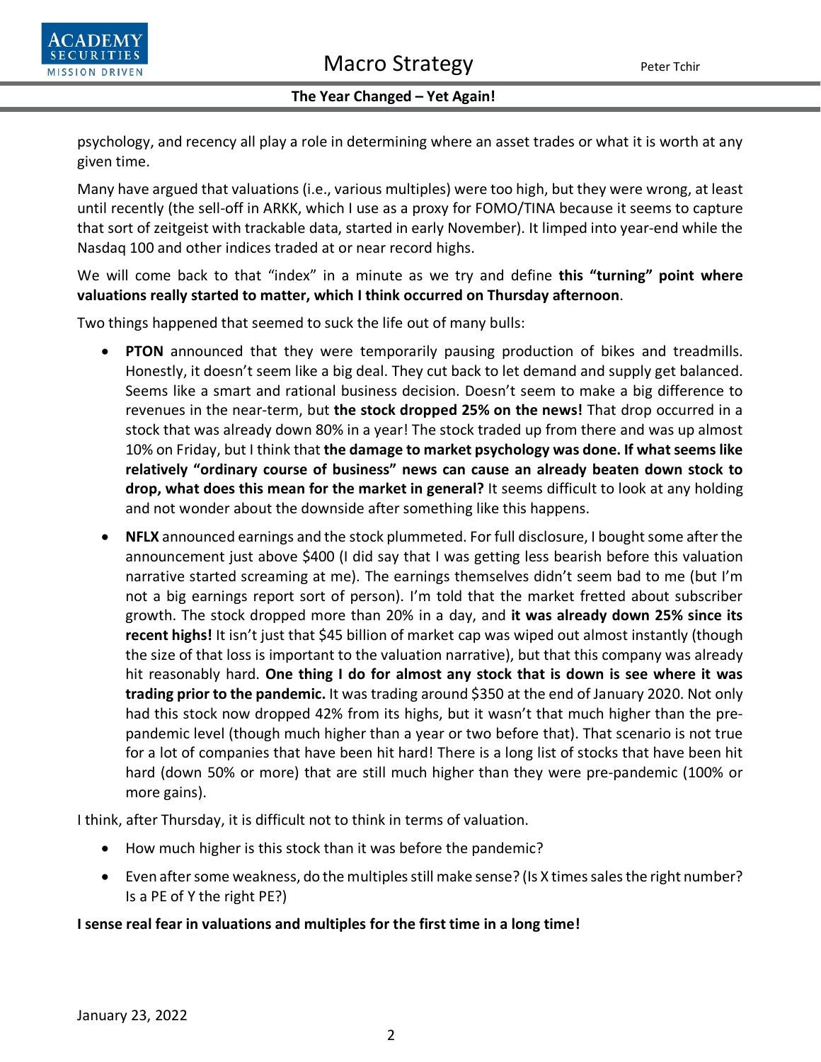psychology, and recency all play a role in determining where an asset trades or what it is worth at any given time.

Many have argued that valuations (i.e., various multiples) were too high, but they were wrong, at least until recently (the sell-off in ARKK, which I use as a proxy for FOMO/TINA because it seems to capture that sort of zeitgeist with trackable data, started in early November). It limped into year-end while the Nasdaq 100 and other indices traded at or near record highs.

We will come back to that "index" in a minute as we try and define **this "turning" point where valuations really started to matter, which I think occurred on Thursday afternoon**.

Two things happened that seemed to suck the life out of many bulls:

- **PTON** announced that they were temporarily pausing production of bikes and treadmills. Honestly, it doesn't seem like a big deal. They cut back to let demand and supply get balanced. Seems like a smart and rational business decision. Doesn't seem to make a big difference to revenues in the near-term, but **the stock dropped 25% on the news!** That drop occurred in a stock that was already down 80% in a year! The stock traded up from there and was up almost 10% on Friday, but I think that **the damage to market psychology was done. If what seems like relatively "ordinary course of business" news can cause an already beaten down stock to drop, what does this mean for the market in general?** It seems difficult to look at any holding and not wonder about the downside after something like this happens.
- **NFLX** announced earnings and the stock plummeted. For full disclosure, I bought some after the announcement just above $400 (I did say that I was getting less bearish before this valuation narrative started screaming at me). The earnings themselves didn't seem bad to me (but I'm not a big earnings report sort of person). I'm told that the market fretted about subscriber growth. The stock dropped more than 20% in a day, and **it was already down 25% since its recent highs!** It isn't just that $45 billion of market cap was wiped out almost instantly (though the size of that loss is important to the valuation narrative), but that this company was already hit reasonably hard. **One thing I do for almost any stock that is down is see where it was trading prior to the pandemic.** It was trading around $350 at the end of January 2020. Not only had this stock now dropped 42% from its highs, but it wasn't that much higher than the pre-pandemic level (though much higher than a year or two before that). That scenario is not true for a lot of companies that have been hit hard! There is a long list of stocks that have been hit hard (down 50% or more) that are still much higher than they were pre-pandemic (100% or more gains).

I think, after Thursday, it is difficult not to think in terms of valuation.

- How much higher is this stock than it was before the pandemic?
- Even after some weakness, do the multiples still make sense? (Is X times sales the right number? Is a PE of Y the right PE?)

**I sense real fear in valuations and multiples for the first time in a long time!**

January 23, 2022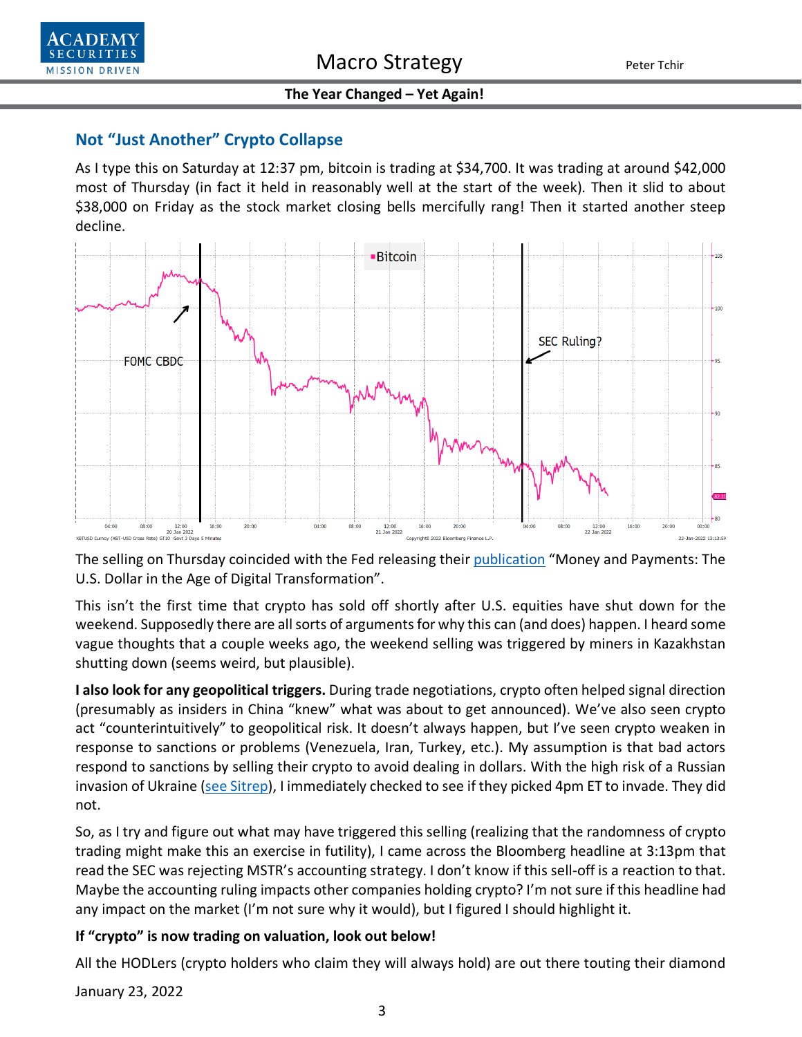## Not "Just Another" Crypto Collapse

As I type this on Saturday at 12:37 pm, bitcoin is trading at $34,700. It was trading at around $42,000 most of Thursday (in fact it held in reasonably well at the start of the week). Then it slid to about $38,000 on Friday as the stock market closing bells mercifully rang! Then it started another steep decline.

The selling on Thursday coincided with the Fed releasing their publication "Money and Payments: The U.S. Dollar in the Age of Digital Transformation".

This isn't the first time that crypto has sold off shortly after U.S. equities have shut down for the weekend. Supposedly there are all sorts of arguments for why this can (and does) happen. I heard some vague thoughts that a couple weeks ago, the weekend selling was triggered by miners in Kazakhstan shutting down (seems weird, but plausible).

**I also look for any geopolitical triggers.** During trade negotiations, crypto often helped signal direction (presumably as insiders in China "knew" what was about to get announced). We've also seen crypto act "counterintuitively" to geopolitical risk. It doesn't always happen, but I've seen crypto weaken in response to sanctions or problems (Venezuela, Iran, Turkey, etc.). My assumption is that bad actors respond to sanctions by selling their crypto to avoid dealing in dollars. With the high risk of a Russian invasion of Ukraine (see Sitrep), I immediately checked to see if they picked 4pm ET to invade. They did not.

So, as I try and figure out what may have triggered this selling (realizing that the randomness of crypto trading might make this an exercise in futility), I came across the Bloomberg headline at 3:13pm that read the SEC was rejecting MSTR's accounting strategy. I don't know if this sell-off is a reaction to that. Maybe the accounting ruling impacts other companies holding crypto? I'm not sure if this headline had any impact on the market (I'm not sure why it would), but I figured I should highlight it.

**If "crypto" is now trading on valuation, look out below!**

All the HODLers (crypto holders who claim they will always hold) are out there touting their diamond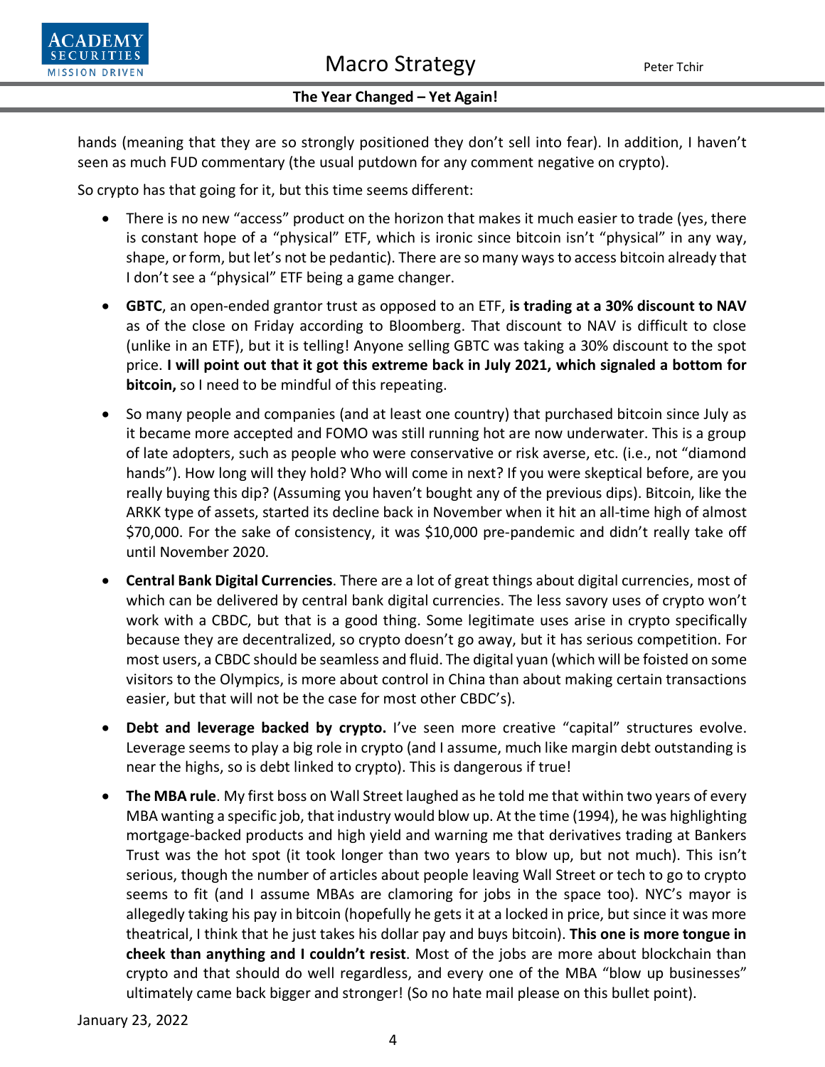hands (meaning that they are so strongly positioned they don't sell into fear). In addition, I haven't seen as much FUD commentary (the usual putdown for any comment negative on crypto).

So crypto has that going for it, but this time seems different:

- There is no new "access" product on the horizon that makes it much easier to trade (yes, there is constant hope of a "physical" ETF, which is ironic since bitcoin isn't "physical" in any way, shape, or form, but let's not be pedantic). There are so many ways to access bitcoin already that I don't see a "physical" ETF being a game changer.
- **GBTC**, an open-ended grantor trust as opposed to an ETF, **is trading at a 30% discount to NAV** as of the close on Friday according to Bloomberg. That discount to NAV is difficult to close (unlike in an ETF), but it is telling! Anyone selling GBTC was taking a 30% discount to the spot price. **I will point out that it got this extreme back in July 2021, which signaled a bottom for bitcoin,** so I need to be mindful of this repeating.
- So many people and companies (and at least one country) that purchased bitcoin since July as it became more accepted and FOMO was still running hot are now underwater. This is a group of late adopters, such as people who were conservative or risk averse, etc. (i.e., not "diamond hands"). How long will they hold? Who will come in next? If you were skeptical before, are you really buying this dip? (Assuming you haven't bought any of the previous dips). Bitcoin, like the ARKK type of assets, started its decline back in November when it hit an all-time high of almost $70,000. For the sake of consistency, it was $10,000 pre-pandemic and didn't really take off until November 2020.
- **Central Bank Digital Currencies**. There are a lot of great things about digital currencies, most of which can be delivered by central bank digital currencies. The less savory uses of crypto won't work with a CBDC, but that is a good thing. Some legitimate uses arise in crypto specifically because they are decentralized, so crypto doesn't go away, but it has serious competition. For most users, a CBDC should be seamless and fluid. The digital yuan (which will be foisted on some visitors to the Olympics, is more about control in China than about making certain transactions easier, but that will not be the case for most other CBDC's).
- **Debt and leverage backed by crypto.** I've seen more creative "capital" structures evolve. Leverage seems to play a big role in crypto (and I assume, much like margin debt outstanding is near the highs, so is debt linked to crypto). This is dangerous if true!
- **The MBA rule**. My first boss on Wall Street laughed as he told me that within two years of every MBA wanting a specific job, that industry would blow up. At the time (1994), he was highlighting mortgage-backed products and high yield and warning me that derivatives trading at Bankers Trust was the hot spot (it took longer than two years to blow up, but not much). This isn't serious, though the number of articles about people leaving Wall Street or tech to go to crypto seems to fit (and I assume MBAs are clamoring for jobs in the space too). NYC's mayor is allegedly taking his pay in bitcoin (hopefully he gets it at a locked in price, but since it was more theatrical, I think that he just takes his dollar pay and buys bitcoin). **This one is more tongue in cheek than anything and I couldn't resist**. Most of the jobs are more about blockchain than crypto and that should do well regardless, and every one of the MBA "blow up businesses" ultimately came back bigger and stronger! (So no hate mail please on this bullet point).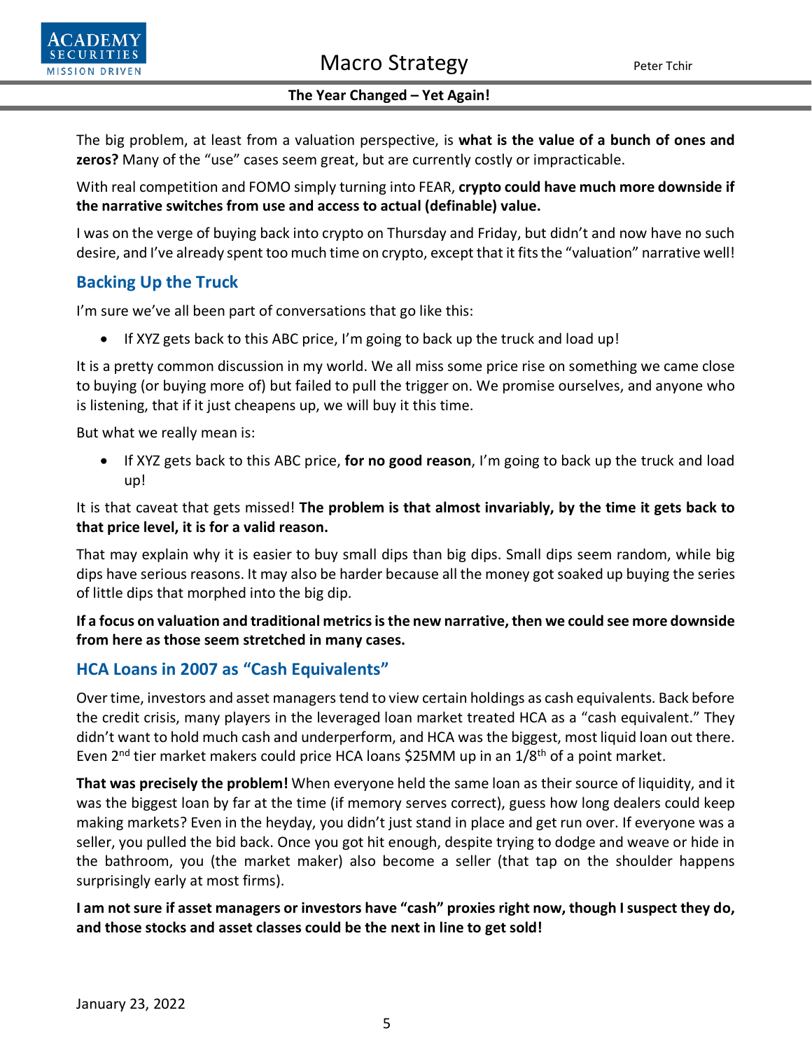The big problem, at least from a valuation perspective, is **what is the value of a bunch of ones and zeros?** Many of the "use" cases seem great, but are currently costly or impracticable.

With real competition and FOMO simply turning into FEAR, **crypto could have much more downside if the narrative switches from use and access to actual (definable) value.**

I was on the verge of buying back into crypto on Thursday and Friday, but didn't and now have no such desire, and I've already spent too much time on crypto, except that it fits the "valuation" narrative well!

## Backing Up the Truck

I'm sure we've all been part of conversations that go like this:

- If XYZ gets back to this ABC price, I'm going to back up the truck and load up!

It is a pretty common discussion in my world. We all miss some price rise on something we came close to buying (or buying more of) but failed to pull the trigger on. We promise ourselves, and anyone who is listening, that if it just cheapens up, we will buy it this time.

But what we really mean is:

- If XYZ gets back to this ABC price, **for no good reason**, I'm going to back up the truck and load up!

It is that caveat that gets missed! **The problem is that almost invariably, by the time it gets back to that price level, it is for a valid reason.**

That may explain why it is easier to buy small dips than big dips. Small dips seem random, while big dips have serious reasons. It may also be harder because all the money got soaked up buying the series of little dips that morphed into the big dip.

**If a focus on valuation and traditional metrics is the new narrative, then we could see more downside from here as those seem stretched in many cases.**

## HCA Loans in 2007 as "Cash Equivalents"

Over time, investors and asset managers tend to view certain holdings as cash equivalents. Back before the credit crisis, many players in the leveraged loan market treated HCA as a "cash equivalent." They didn't want to hold much cash and underperform, and HCA was the biggest, most liquid loan out there. Even 2nd tier market makers could price HCA loans $25MM up in an 1/8th of a point market.

**That was precisely the problem!** When everyone held the same loan as their source of liquidity, and it was the biggest loan by far at the time (if memory serves correct), guess how long dealers could keep making markets? Even in the heyday, you didn't just stand in place and get run over. If everyone was a seller, you pulled the bid back. Once you got hit enough, despite trying to dodge and weave or hide in the bathroom, you (the market maker) also become a seller (that tap on the shoulder happens surprisingly early at most firms).

**I am not sure if asset managers or investors have "cash" proxies right now, though I suspect they do, and those stocks and asset classes could be the next in line to get sold!**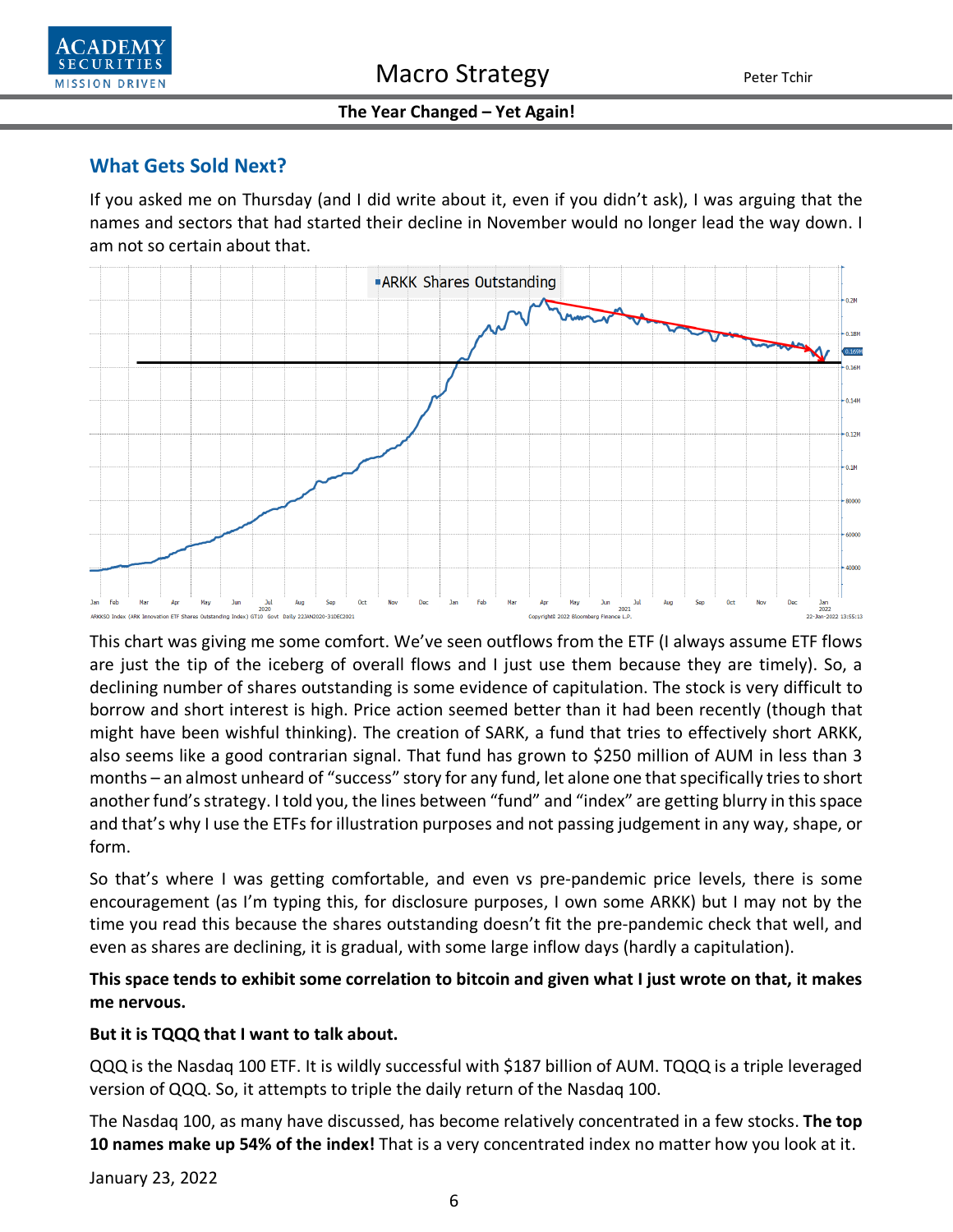## What Gets Sold Next?

If you asked me on Thursday (and I did write about it, even if you didn't ask), I was arguing that the names and sectors that had started their decline in November would no longer lead the way down. I am not so certain about that.

This chart was giving me some comfort. We've seen outflows from the ETF (I always assume ETF flows are just the tip of the iceberg of overall flows and I just use them because they are timely). So, a declining number of shares outstanding is some evidence of capitulation. The stock is very difficult to borrow and short interest is high. Price action seemed better than it had been recently (though that might have been wishful thinking). The creation of SARK, a fund that tries to effectively short ARKK, also seems like a good contrarian signal. That fund has grown to $250 million of AUM in less than 3 months – an almost unheard of "success" story for any fund, let alone one that specifically tries to short another fund's strategy. I told you, the lines between "fund" and "index" are getting blurry in this space and that's why I use the ETFs for illustration purposes and not passing judgement in any way, shape, or form.

So that's where I was getting comfortable, and even vs pre-pandemic price levels, there is some encouragement (as I'm typing this, for disclosure purposes, I own some ARKK) but I may not by the time you read this because the shares outstanding doesn't fit the pre-pandemic check that well, and even as shares are declining, it is gradual, with some large inflow days (hardly a capitulation).

**This space tends to exhibit some correlation to bitcoin and given what I just wrote on that, it makes me nervous.**

**But it is TQQQ that I want to talk about.**

QQQ is the Nasdaq 100 ETF. It is wildly successful with $187 billion of AUM. TQQQ is a triple leveraged version of QQQ. So, it attempts to triple the daily return of the Nasdaq 100.

The Nasdaq 100, as many have discussed, has become relatively concentrated in a few stocks. **The top 10 names make up 54% of the index!** That is a very concentrated index no matter how you look at it.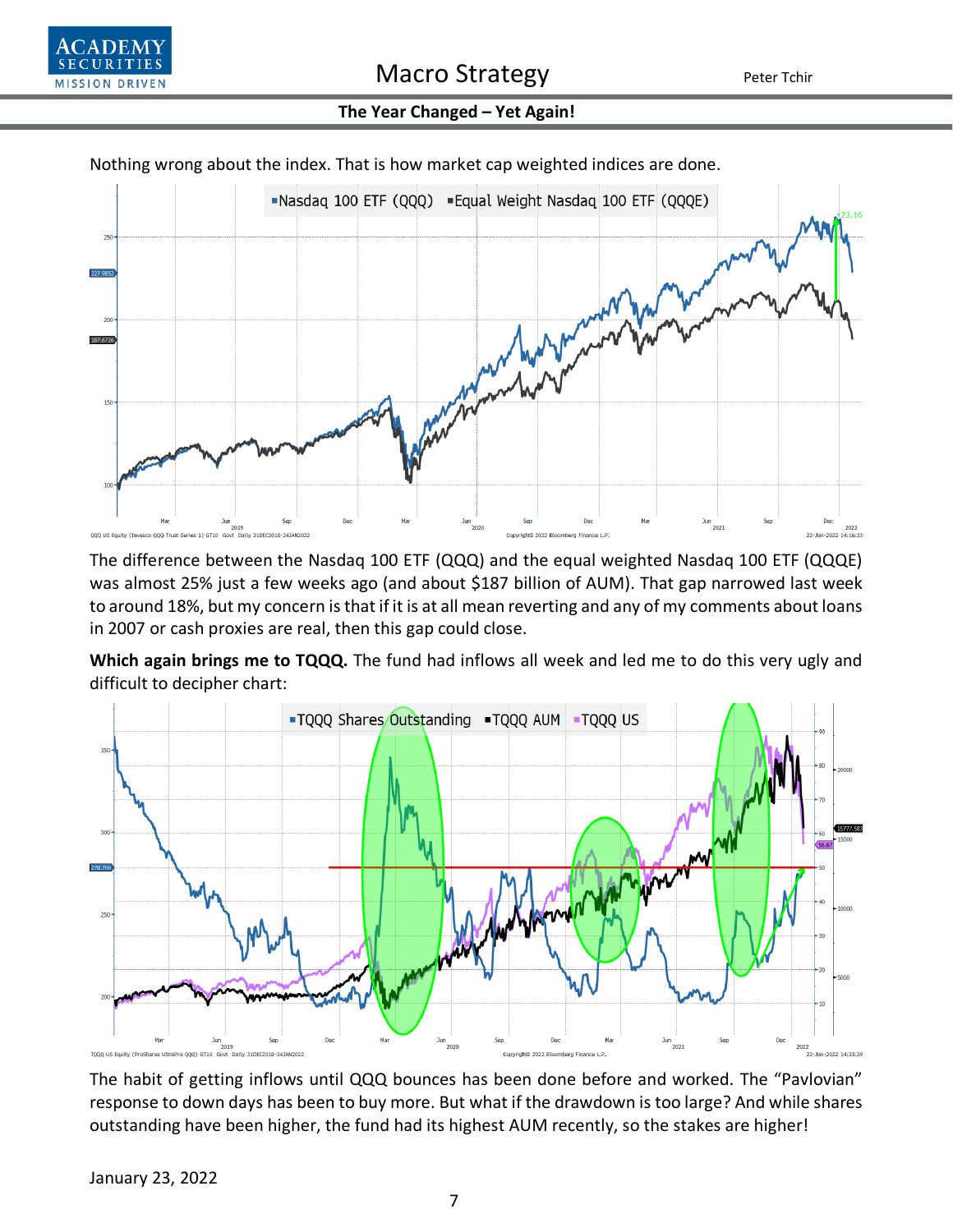Nothing wrong about the index. That is how market cap weighted indices are done.

The difference between the Nasdaq 100 ETF (QQQ) and the equal weighted Nasdaq 100 ETF (QQQE) was almost 25% just a few weeks ago (and about $187 billion of AUM). That gap narrowed last week to around 18%, but my concern is that if it is at all mean reverting and any of my comments about loans in 2007 or cash proxies are real, then this gap could close.

**Which again brings me to TQQQ.** The fund had inflows all week and led me to do this very ugly and difficult to decipher chart:

The habit of getting inflows until QQQ bounces has been done before and worked. The "Pavlovian" response to down days has been to buy more. But what if the drawdown is too large? And while shares outstanding have been higher, the fund had its highest AUM recently, so the stakes are higher!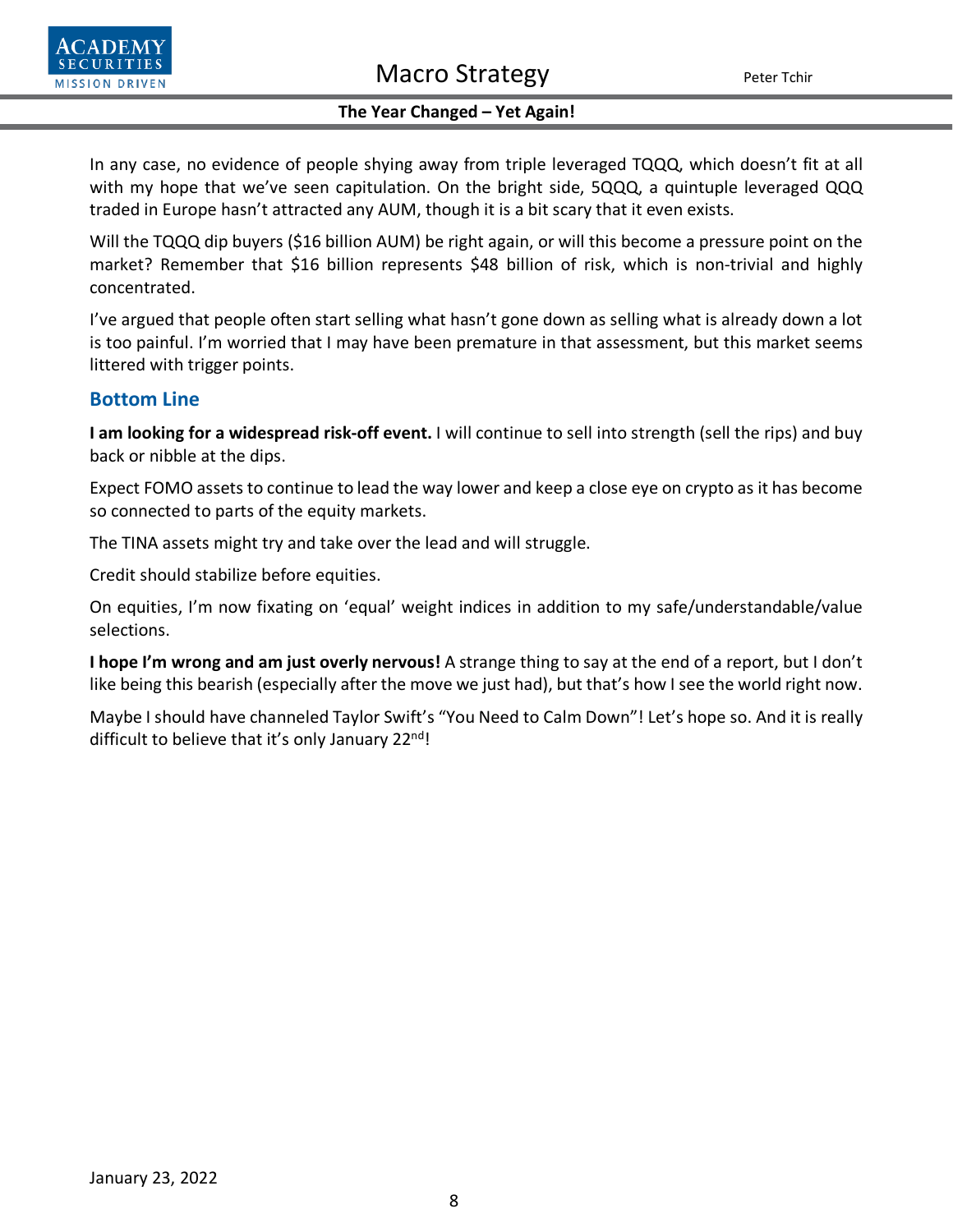In any case, no evidence of people shying away from triple leveraged TQQQ, which doesn't fit at all with my hope that we've seen capitulation. On the bright side, 5QQQ, a quintuple leveraged QQQ traded in Europe hasn't attracted any AUM, though it is a bit scary that it even exists.

Will the TQQQ dip buyers ($16 billion AUM) be right again, or will this become a pressure point on the market? Remember that $16 billion represents $48 billion of risk, which is non-trivial and highly concentrated.

I've argued that people often start selling what hasn't gone down as selling what is already down a lot is too painful. I'm worried that I may have been premature in that assessment, but this market seems littered with trigger points.

## Bottom Line

**I am looking for a widespread risk-off event.** I will continue to sell into strength (sell the rips) and buy back or nibble at the dips.

Expect FOMO assets to continue to lead the way lower and keep a close eye on crypto as it has become so connected to parts of the equity markets.

The TINA assets might try and take over the lead and will struggle.

Credit should stabilize before equities.

On equities, I'm now fixating on 'equal' weight indices in addition to my safe/understandable/value selections.

**I hope I'm wrong and am just overly nervous!** A strange thing to say at the end of a report, but I don't like being this bearish (especially after the move we just had), but that's how I see the world right now.

Maybe I should have channeled Taylor Swift's "You Need to Calm Down"! Let's hope so. And it is really difficult to believe that it's only January 22nd!

January 23, 2022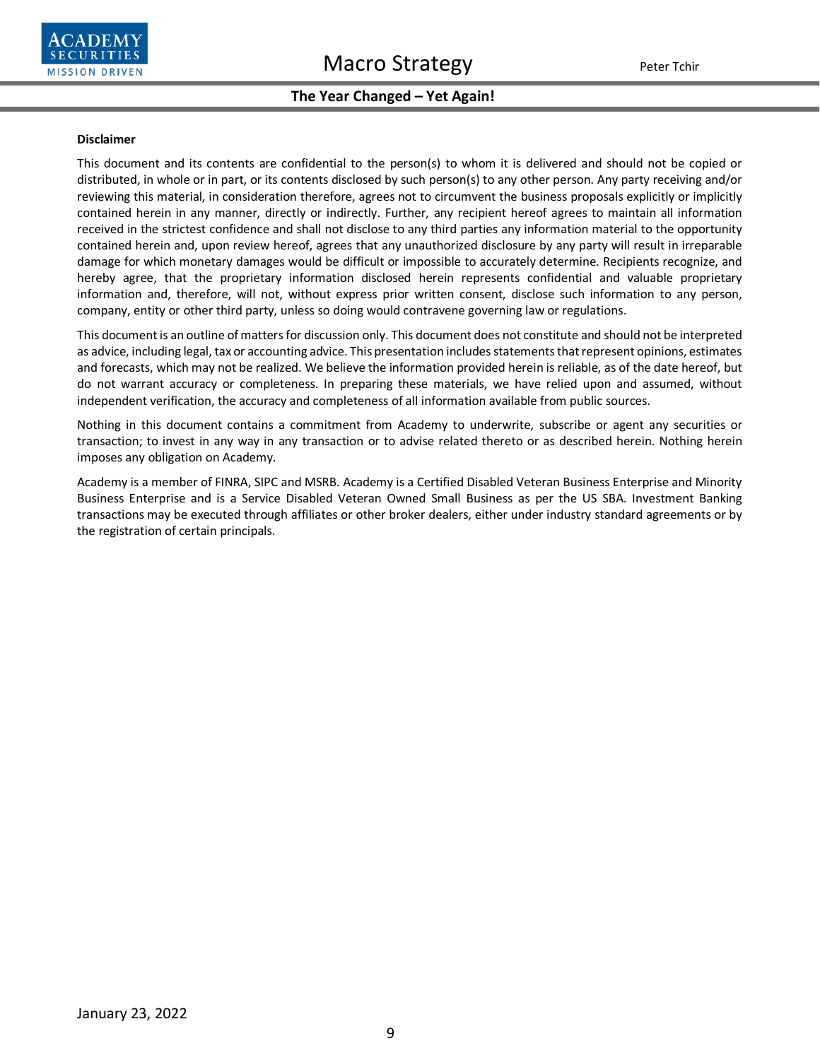**Disclaimer**

This document and its contents are confidential to the person(s) to whom it is delivered and should not be copied or distributed, in whole or in part, or its contents disclosed by such person(s) to any other person. Any party receiving and/or reviewing this material, in consideration therefore, agrees not to circumvent the business proposals explicitly or implicitly contained herein in any manner, directly or indirectly. Further, any recipient hereof agrees to maintain all information received in the strictest confidence and shall not disclose to any third parties any information material to the opportunity contained herein and, upon review hereof, agrees that any unauthorized disclosure by any party will result in irreparable damage for which monetary damages would be difficult or impossible to accurately determine. Recipients recognize, and hereby agree, that the proprietary information disclosed herein represents confidential and valuable proprietary information and, therefore, will not, without express prior written consent, disclose such information to any person, company, entity or other third party, unless so doing would contravene governing law or regulations.

This document is an outline of matters for discussion only. This document does not constitute and should not be interpreted as advice, including legal, tax or accounting advice. This presentation includes statements that represent opinions, estimates and forecasts, which may not be realized. We believe the information provided herein is reliable, as of the date hereof, but do not warrant accuracy or completeness. In preparing these materials, we have relied upon and assumed, without independent verification, the accuracy and completeness of all information available from public sources.

Nothing in this document contains a commitment from Academy to underwrite, subscribe or agent any securities or transaction; to invest in any way in any transaction or to advise related thereto or as described herein. Nothing herein imposes any obligation on Academy.

Academy is a member of FINRA, SIPC and MSRB. Academy is a Certified Disabled Veteran Business Enterprise and Minority Business Enterprise and is a Service Disabled Veteran Owned Small Business as per the US SBA. Investment Banking transactions may be executed through affiliates or other broker dealers, either under industry standard agreements or by the registration of certain principals.